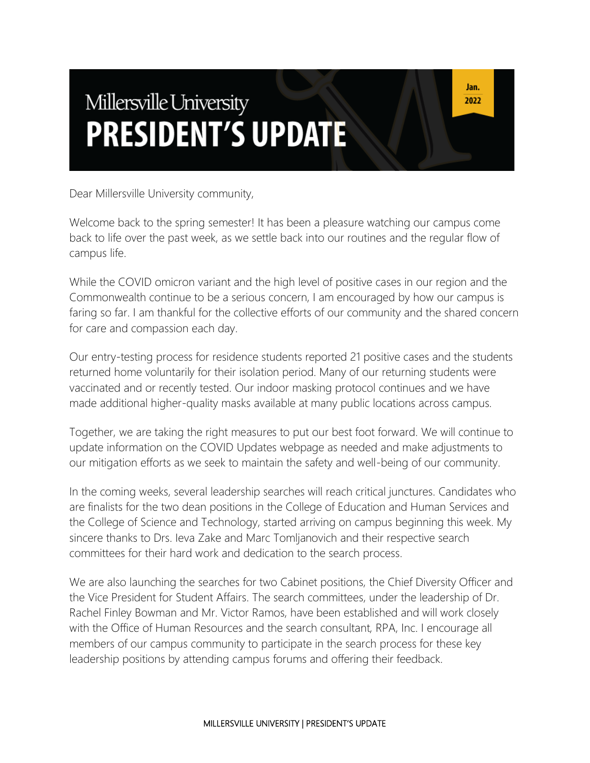Millersville University

# PRESIDENT'S UPDATE

Jan. 2022

Dear Millersville University community,

Welcome back to the spring semester! It has been a pleasure watching our campus come back to life over the past week, as we settle back into our routines and the regular flow of campus life.

While the COVID omicron variant and the high level of positive cases in our region and the Commonwealth continue to be a serious concern, I am encouraged by how our campus is faring so far. I am thankful for the collective efforts of our community and the shared concern for care and compassion each day.

Our entry-testing process for residence students reported 21 positive cases and the students returned home voluntarily for their isolation period. Many of our returning students were vaccinated and or recently tested. Our indoor masking protocol continues and we have made additional higher-quality masks available at many public locations across campus.

Together, we are taking the right measures to put our best foot forward. We will continue to update information on the COVID Updates webpage as needed and make adjustments to our mitigation efforts as we seek to maintain the safety and well-being of our community.

In the coming weeks, several leadership searches will reach critical junctures. Candidates who are finalists for the two dean positions in the College of Education and Human Services and the College of Science and Technology, started arriving on campus beginning this week. My sincere thanks to Drs. Ieva Zake and Marc Tomljanovich and their respective search committees for their hard work and dedication to the search process.

We are also launching the searches for two Cabinet positions, the Chief Diversity Officer and the Vice President for Student Affairs. The search committees, under the leadership of Dr. Rachel Finley Bowman and Mr. Victor Ramos, have been established and will work closely with the Office of Human Resources and the search consultant, RPA, Inc. I encourage all members of our campus community to participate in the search process for these key leadership positions by attending campus forums and offering their feedback.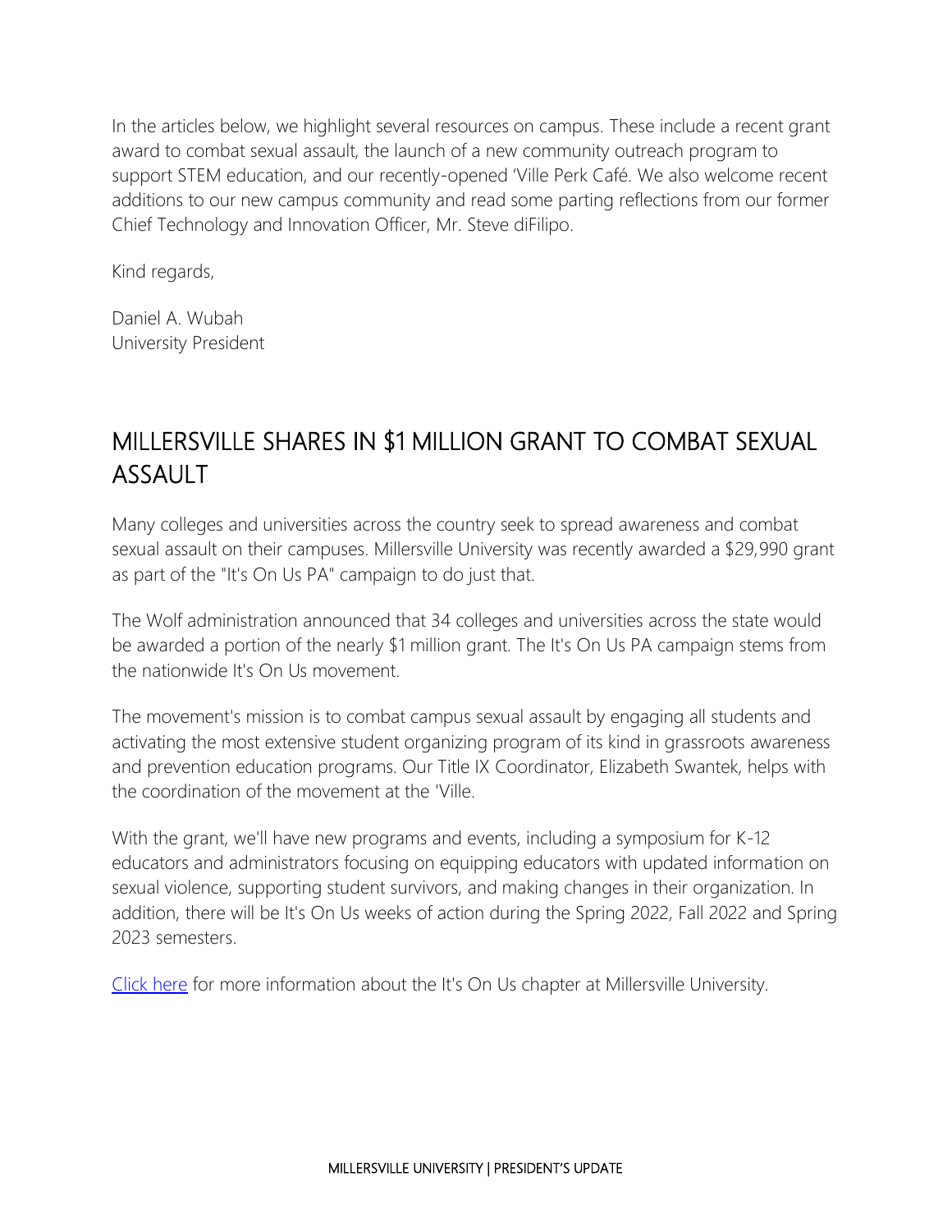In the articles below, we highlight several resources on campus. These include a recent grant award to combat sexual assault, the launch of a new community outreach program to support STEM education, and our recently-opened 'Ville Perk Café. We also welcome recent additions to our new campus community and read some parting reflections from our former Chief Technology and Innovation Officer, Mr. Steve diFilipo.

Kind regards,

Daniel A. Wubah
University President

## MILLERSVILLE SHARES IN $1 MILLION GRANT TO COMBAT SEXUAL ASSAULT

Many colleges and universities across the country seek to spread awareness and combat sexual assault on their campuses. Millersville University was recently awarded a $29,990 grant as part of the "It's On Us PA" campaign to do just that.

The Wolf administration announced that 34 colleges and universities across the state would be awarded a portion of the nearly $1 million grant. The It's On Us PA campaign stems from the nationwide It's On Us movement.

The movement's mission is to combat campus sexual assault by engaging all students and activating the most extensive student organizing program of its kind in grassroots awareness and prevention education programs. Our Title IX Coordinator, Elizabeth Swantek, helps with the coordination of the movement at the 'Ville.

With the grant, we'll have new programs and events, including a symposium for K-12 educators and administrators focusing on equipping educators with updated information on sexual violence, supporting student survivors, and making changes in their organization. In addition, there will be It's On Us weeks of action during the Spring 2022, Fall 2022 and Spring 2023 semesters.

Click here for more information about the It's On Us chapter at Millersville University.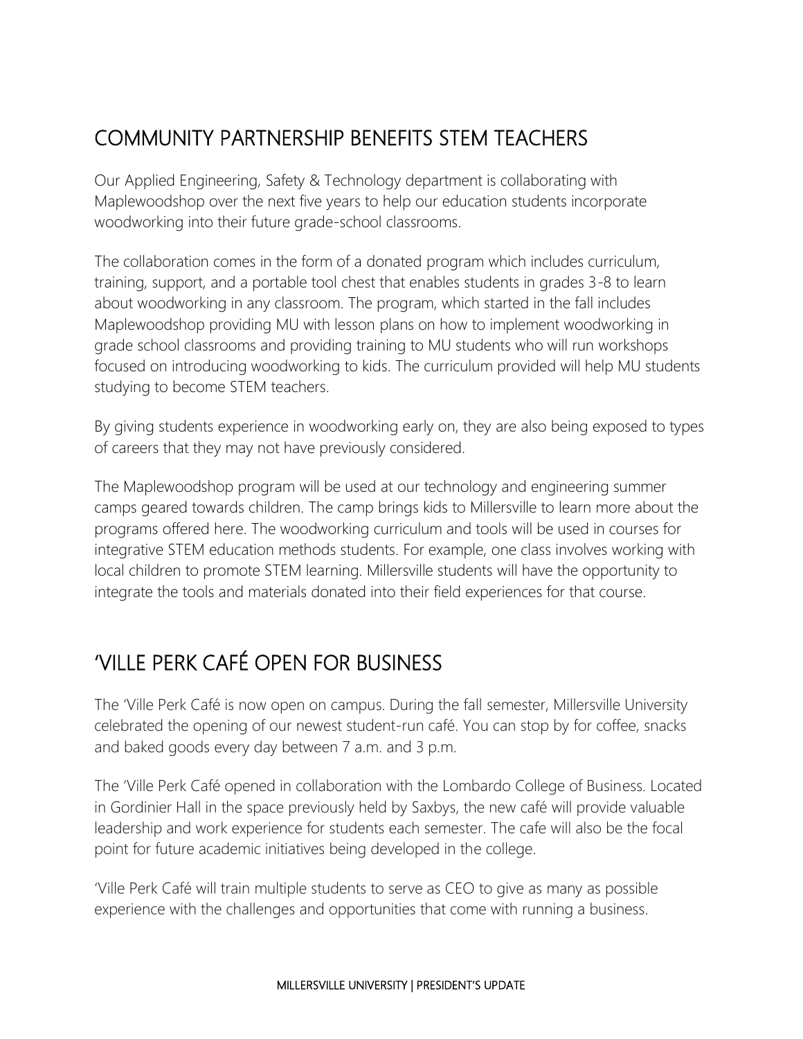## COMMUNITY PARTNERSHIP BENEFITS STEM TEACHERS

Our Applied Engineering, Safety & Technology department is collaborating with Maplewoodshop over the next five years to help our education students incorporate woodworking into their future grade-school classrooms.

The collaboration comes in the form of a donated program which includes curriculum, training, support, and a portable tool chest that enables students in grades 3-8 to learn about woodworking in any classroom. The program, which started in the fall includes Maplewoodshop providing MU with lesson plans on how to implement woodworking in grade school classrooms and providing training to MU students who will run workshops focused on introducing woodworking to kids. The curriculum provided will help MU students studying to become STEM teachers.

By giving students experience in woodworking early on, they are also being exposed to types of careers that they may not have previously considered.

The Maplewoodshop program will be used at our technology and engineering summer camps geared towards children. The camp brings kids to Millersville to learn more about the programs offered here. The woodworking curriculum and tools will be used in courses for integrative STEM education methods students. For example, one class involves working with local children to promote STEM learning. Millersville students will have the opportunity to integrate the tools and materials donated into their field experiences for that course.

## 'VILLE PERK CAFÉ OPEN FOR BUSINESS

The 'Ville Perk Café is now open on campus. During the fall semester, Millersville University celebrated the opening of our newest student-run café. You can stop by for coffee, snacks and baked goods every day between 7 a.m. and 3 p.m.

The 'Ville Perk Café opened in collaboration with the Lombardo College of Business. Located in Gordinier Hall in the space previously held by Saxbys, the new café will provide valuable leadership and work experience for students each semester. The cafe will also be the focal point for future academic initiatives being developed in the college.

'Ville Perk Café will train multiple students to serve as CEO to give as many as possible experience with the challenges and opportunities that come with running a business.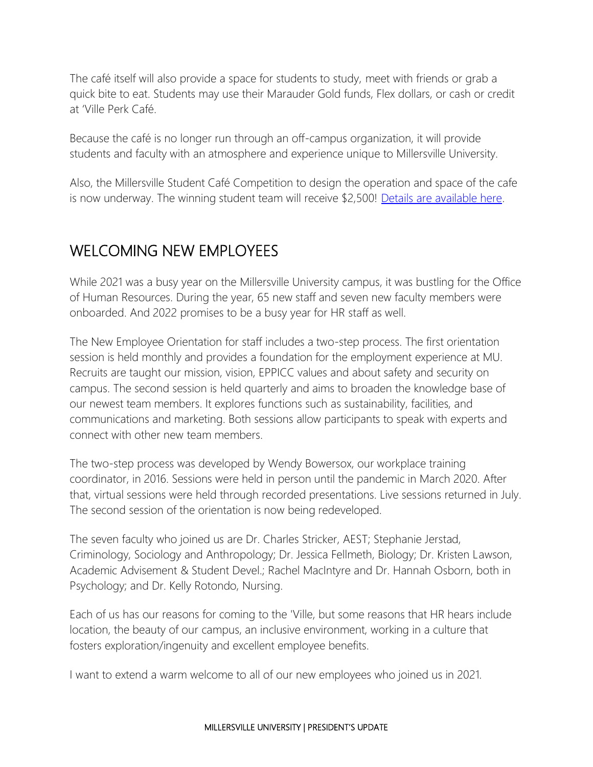The café itself will also provide a space for students to study, meet with friends or grab a quick bite to eat. Students may use their Marauder Gold funds, Flex dollars, or cash or credit at 'Ville Perk Café.

Because the café is no longer run through an off-campus organization, it will provide students and faculty with an atmosphere and experience unique to Millersville University.

Also, the Millersville Student Café Competition to design the operation and space of the cafe is now underway. The winning student team will receive $2,500! Details are available here.

## WELCOMING NEW EMPLOYEES

While 2021 was a busy year on the Millersville University campus, it was bustling for the Office of Human Resources. During the year, 65 new staff and seven new faculty members were onboarded. And 2022 promises to be a busy year for HR staff as well.

The New Employee Orientation for staff includes a two-step process. The first orientation session is held monthly and provides a foundation for the employment experience at MU. Recruits are taught our mission, vision, EPPICC values and about safety and security on campus. The second session is held quarterly and aims to broaden the knowledge base of our newest team members. It explores functions such as sustainability, facilities, and communications and marketing. Both sessions allow participants to speak with experts and connect with other new team members.

The two-step process was developed by Wendy Bowersox, our workplace training coordinator, in 2016. Sessions were held in person until the pandemic in March 2020. After that, virtual sessions were held through recorded presentations. Live sessions returned in July. The second session of the orientation is now being redeveloped.

The seven faculty who joined us are Dr. Charles Stricker, AEST; Stephanie Jerstad, Criminology, Sociology and Anthropology; Dr. Jessica Fellmeth, Biology; Dr. Kristen Lawson, Academic Advisement & Student Devel.; Rachel MacIntyre and Dr. Hannah Osborn, both in Psychology; and Dr. Kelly Rotondo, Nursing.

Each of us has our reasons for coming to the 'Ville, but some reasons that HR hears include location, the beauty of our campus, an inclusive environment, working in a culture that fosters exploration/ingenuity and excellent employee benefits.

I want to extend a warm welcome to all of our new employees who joined us in 2021.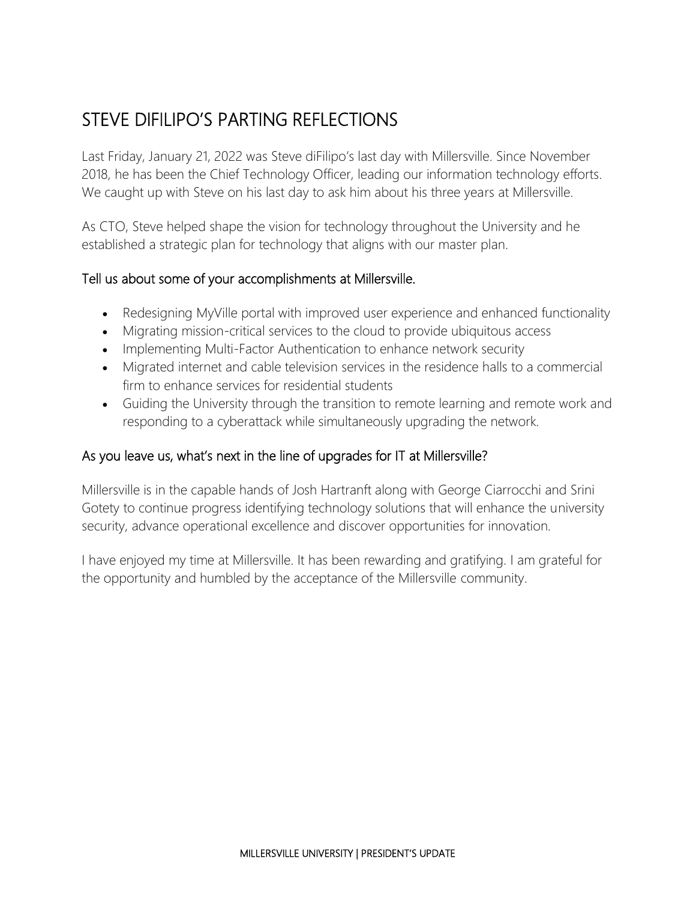# STEVE DIFILIPO'S PARTING REFLECTIONS

Last Friday, January 21, 2022 was Steve diFilipo's last day with Millersville. Since November 2018, he has been the Chief Technology Officer, leading our information technology efforts. We caught up with Steve on his last day to ask him about his three years at Millersville.

As CTO, Steve helped shape the vision for technology throughout the University and he established a strategic plan for technology that aligns with our master plan.

## Tell us about some of your accomplishments at Millersville.

- Redesigning MyVille portal with improved user experience and enhanced functionality
- Migrating mission-critical services to the cloud to provide ubiquitous access
- Implementing Multi-Factor Authentication to enhance network security
- Migrated internet and cable television services in the residence halls to a commercial firm to enhance services for residential students
- Guiding the University through the transition to remote learning and remote work and responding to a cyberattack while simultaneously upgrading the network.

## As you leave us, what's next in the line of upgrades for IT at Millersville?

Millersville is in the capable hands of Josh Hartranft along with George Ciarrocchi and Srini Gotety to continue progress identifying technology solutions that will enhance the university security, advance operational excellence and discover opportunities for innovation.

I have enjoyed my time at Millersville. It has been rewarding and gratifying. I am grateful for the opportunity and humbled by the acceptance of the Millersville community.